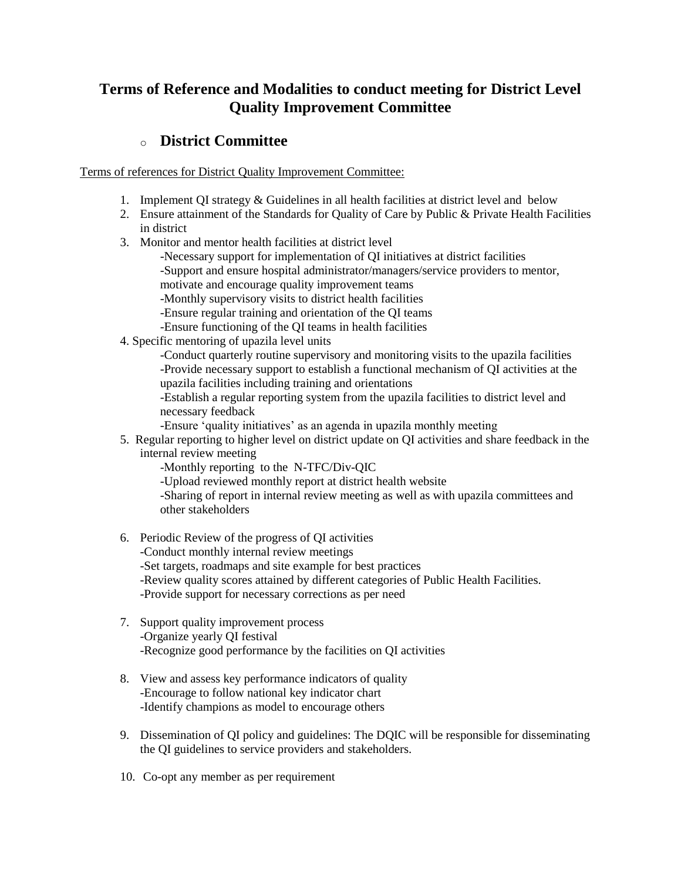# Terms of Reference and Modalities to conduct meeting for District Level Quality Improvement Committee

## District Committee

<u>Terms of references for District Quality Improvement Committee:</u>

1. Implement QI strategy & Guidelines in all health facilities at district level and below
2. Ensure attainment of the Standards for Quality of Care by Public & Private Health Facilities in district
3. Monitor and mentor health facilities at district level
   - -Necessary support for implementation of QI initiatives at district facilities
   - -Support and ensure hospital administrator/managers/service providers to mentor, motivate and encourage quality improvement teams
   - -Monthly supervisory visits to district health facilities
   - -Ensure regular training and orientation of the QI teams
   - -Ensure functioning of the QI teams in health facilities
4. Specific mentoring of upazila level units
   - -Conduct quarterly routine supervisory and monitoring visits to the upazila facilities
   - -Provide necessary support to establish a functional mechanism of QI activities at the upazila facilities including training and orientations
   - -Establish a regular reporting system from the upazila facilities to district level and necessary feedback
   - -Ensure 'quality initiatives' as an agenda in upazila monthly meeting
5. Regular reporting to higher level on district update on QI activities and share feedback in the internal review meeting
   - -Monthly reporting to the N-TFC/Div-QIC
   - -Upload reviewed monthly report at district health website
   - -Sharing of report in internal review meeting as well as with upazila committees and other stakeholders
6. Periodic Review of the progress of QI activities
   - -Conduct monthly internal review meetings
   - -Set targets, roadmaps and site example for best practices
   - -Review quality scores attained by different categories of Public Health Facilities.
   - -Provide support for necessary corrections as per need
7. Support quality improvement process
   - -Organize yearly QI festival
   - -Recognize good performance by the facilities on QI activities
8. View and assess key performance indicators of quality
   - -Encourage to follow national key indicator chart
   - -Identify champions as model to encourage others
9. Dissemination of QI policy and guidelines: The DQIC will be responsible for disseminating the QI guidelines to service providers and stakeholders.
10. Co-opt any member as per requirement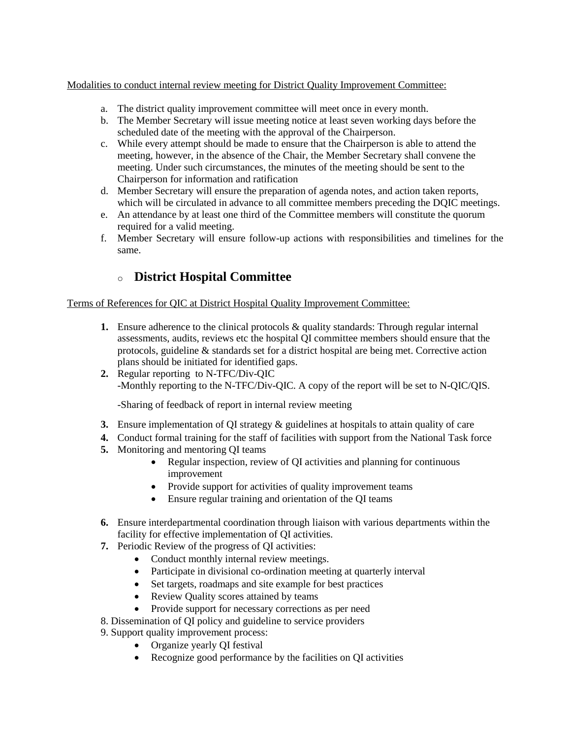Modalities to conduct internal review meeting for District Quality Improvement Committee:

a. The district quality improvement committee will meet once in every month.
b. The Member Secretary will issue meeting notice at least seven working days before the scheduled date of the meeting with the approval of the Chairperson.
c. While every attempt should be made to ensure that the Chairperson is able to attend the meeting, however, in the absence of the Chair, the Member Secretary shall convene the meeting. Under such circumstances, the minutes of the meeting should be sent to the Chairperson for information and ratification
d. Member Secretary will ensure the preparation of agenda notes, and action taken reports, which will be circulated in advance to all committee members preceding the DQIC meetings.
e. An attendance by at least one third of the Committee members will constitute the quorum required for a valid meeting.
f. Member Secretary will ensure follow-up actions with responsibilities and timelines for the same.

- ## District Hospital Committee

Terms of References for QIC at District Hospital Quality Improvement Committee:

1. Ensure adherence to the clinical protocols & quality standards: Through regular internal assessments, audits, reviews etc the hospital QI committee members should ensure that the protocols, guideline & standards set for a district hospital are being met. Corrective action plans should be initiated for identified gaps.
2. Regular reporting to N-TFC/Div-QIC
   -Monthly reporting to the N-TFC/Div-QIC. A copy of the report will be set to N-QIC/QIS.

   -Sharing of feedback of report in internal review meeting
3. Ensure implementation of QI strategy & guidelines at hospitals to attain quality of care
4. Conduct formal training for the staff of facilities with support from the National Task force
5. Monitoring and mentoring QI teams
   - Regular inspection, review of QI activities and planning for continuous improvement
   - Provide support for activities of quality improvement teams
   - Ensure regular training and orientation of the QI teams
6. Ensure interdepartmental coordination through liaison with various departments within the facility for effective implementation of QI activities.
7. Periodic Review of the progress of QI activities:
   - Conduct monthly internal review meetings.
   - Participate in divisional co-ordination meeting at quarterly interval
   - Set targets, roadmaps and site example for best practices
   - Review Quality scores attained by teams
   - Provide support for necessary corrections as per need
8. Dissemination of QI policy and guideline to service providers
9. Support quality improvement process:
   - Organize yearly QI festival
   - Recognize good performance by the facilities on QI activities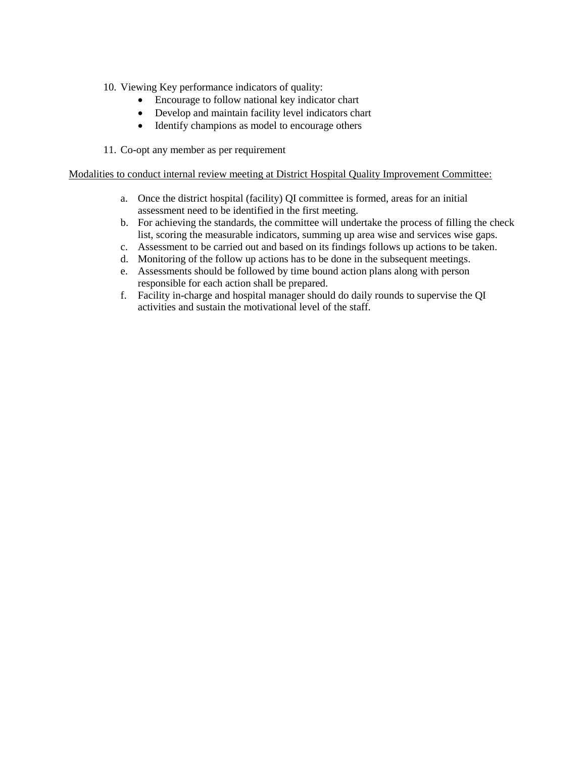10. Viewing Key performance indicators of quality:
    - Encourage to follow national key indicator chart
    - Develop and maintain facility level indicators chart
    - Identify champions as model to encourage others

11. Co-opt any member as per requirement

<u>Modalities to conduct internal review meeting at District Hospital Quality Improvement Committee:</u>

a. Once the district hospital (facility) QI committee is formed, areas for an initial assessment need to be identified in the first meeting.
b. For achieving the standards, the committee will undertake the process of filling the check list, scoring the measurable indicators, summing up area wise and services wise gaps.
c. Assessment to be carried out and based on its findings follows up actions to be taken.
d. Monitoring of the follow up actions has to be done in the subsequent meetings.
e. Assessments should be followed by time bound action plans along with person responsible for each action shall be prepared.
f. Facility in-charge and hospital manager should do daily rounds to supervise the QI activities and sustain the motivational level of the staff.